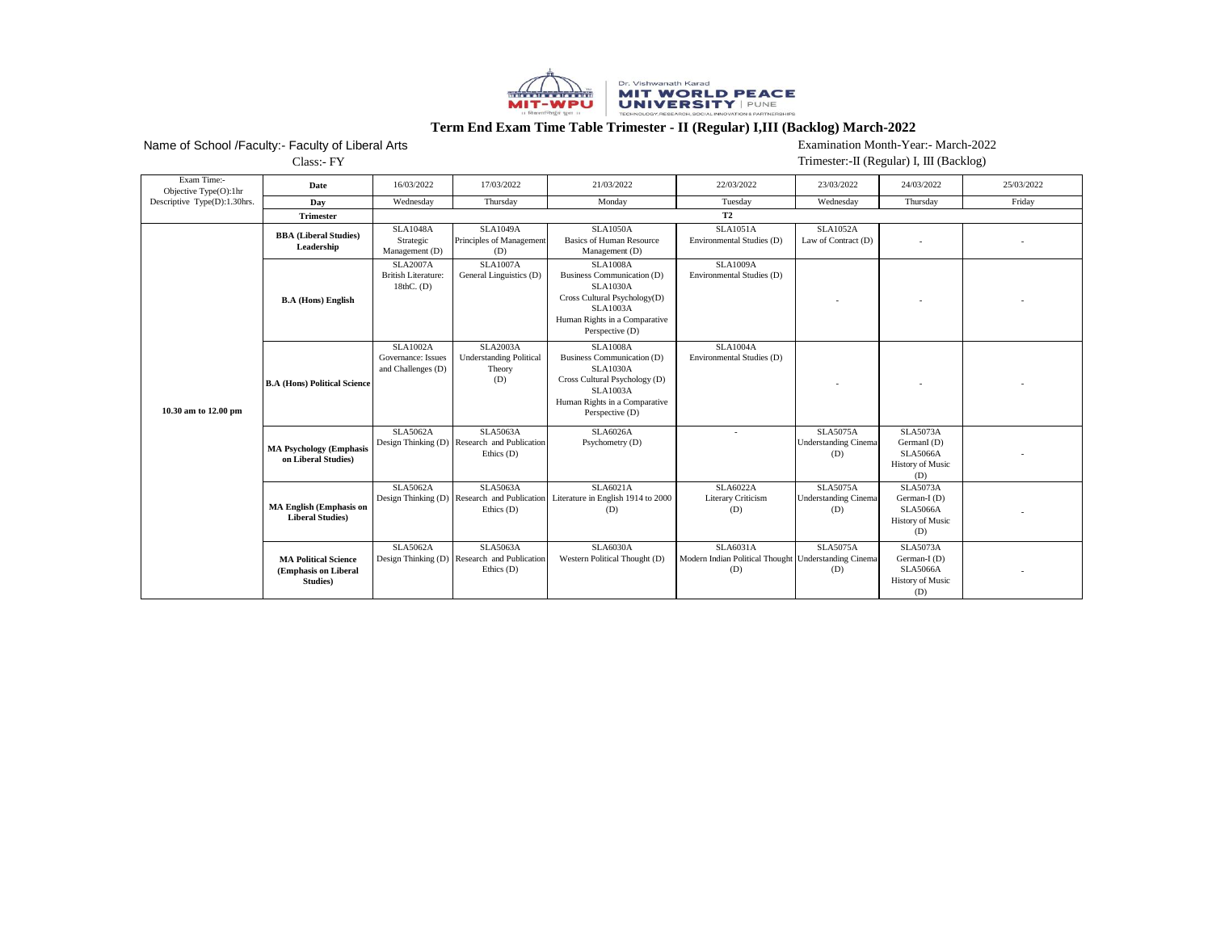Dr. Vishwanath Karad
MIT WORLD PEACE UNIVERSITY | PUNE

# Term End Exam Time Table Trimester - II (Regular) I,III (Backlog) March-2022

Name of School /Faculty:- Faculty of Liberal Arts

Class:- FY

Examination Month-Year:- March-2022

Trimester:-II (Regular) I, III (Backlog)

| Exam Time:- Objective Type(O):1hr Descriptive Type(D):1.30hrs. | Date | 16/03/2022 | 17/03/2022 | 21/03/2022 | 22/03/2022 | 23/03/2022 | 24/03/2022 | 25/03/2022 |
|---|---|---|---|---|---|---|---|---|
| | **Day** | Wednesday | Thursday | Monday | Tuesday | Wednesday | Thursday | Friday |
| | **Trimester** | | | | **T2** | | | |
| 10.30 am to 12.00 pm | **BBA (Liberal Studies) Leadership** | SLA1048A Strategic Management (D) | SLA1049A Principles of Management (D) | SLA1050A Basics of Human Resource Management (D) | SLA1051A Environmental Studies (D) | SLA1052A Law of Contract (D) | - | - |
| | **B.A (Hons) English** | SLA2007A British Literature: 18thC. (D) | SLA1007A General Linguistics (D) | SLA1008A Business Communication (D) SLA1030A Cross Cultural Psychology(D) SLA1003A Human Rights in a Comparative Perspective (D) | SLA1009A Environmental Studies (D) | - | - | - |
| | **B.A (Hons) Political Science** | SLA1002A Governance: Issues and Challenges (D) | SLA2003A Understanding Political Theory (D) | SLA1008A Business Communication (D) SLA1030A Cross Cultural Psychology (D) SLA1003A Human Rights in a Comparative Perspective (D) | SLA1004A Environmental Studies (D) | - | - | - |
| | **MA Psychology (Emphasis on Liberal Studies)** | SLA5062A Design Thinking (D) | SLA5063A Research and Publication Ethics (D) | SLA6026A Psychometry (D) | - | SLA5075A Understanding Cinema (D) | SLA5073A GermanI (D) SLA5066A History of Music (D) | - |
| | **MA English (Emphasis on Liberal Studies)** | SLA5062A Design Thinking (D) | SLA5063A Research and Publication Ethics (D) | SLA6021A Literature in English 1914 to 2000 (D) | SLA6022A Literary Criticism (D) | SLA5075A Understanding Cinema (D) | SLA5073A German-I (D) SLA5066A History of Music (D) | - |
| | **MA Political Science (Emphasis on Liberal Studies)** | SLA5062A Design Thinking (D) | SLA5063A Research and Publication Ethics (D) | SLA6030A Western Political Thought (D) | SLA6031A Modern Indian Political Thought (D) | SLA5075A Understanding Cinema (D) | SLA5073A German-I (D) SLA5066A History of Music (D) | - |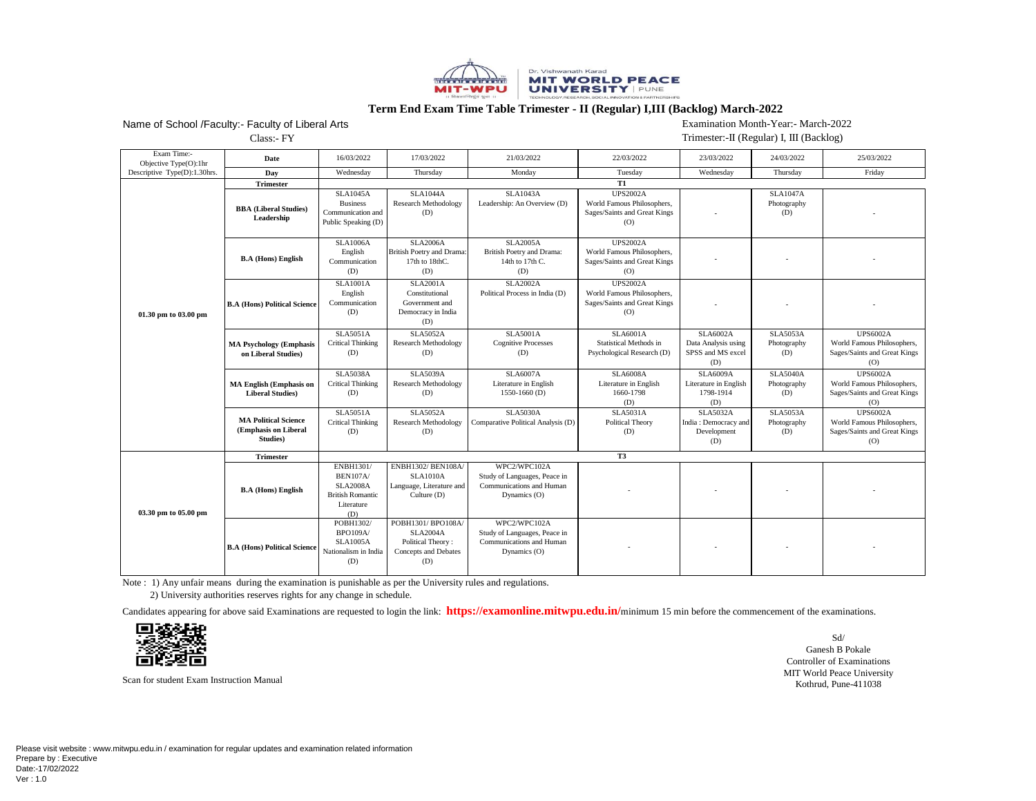## Term End Exam Time Table Trimester - II (Regular) I,III (Backlog) March-2022

Name of School /Faculty:- Faculty of Liberal Arts

Class:- FY

Examination Month-Year:- March-2022

Trimester:-II (Regular) I, III (Backlog)

| Exam Time:- Objective Type(O):1hr Descriptive Type(D):1.30hrs. | Date | 16/03/2022 | 17/03/2022 | 21/03/2022 | 22/03/2022 | 23/03/2022 | 24/03/2022 | 25/03/2022 |
|---|---|---|---|---|---|---|---|---|
| | **Day** | Wednesday | Thursday | Monday | Tuesday | Wednesday | Thursday | Friday |
| | **Trimester** | | | | T1 | | | |
| 01.30 pm to 03.00 pm | **BBA (Liberal Studies) Leadership** | SLA1045A Business Communication and Public Speaking (D) | SLA1044A Research Methodology (D) | SLA1043A Leadership: An Overview (D) | UPS2002A World Famous Philosophers, Sages/Saints and Great Kings (O) | - | SLA1047A Photography (D) | - |
| | **B.A (Hons) English** | SLA1006A English Communication (D) | SLA2006A British Poetry and Drama: 17th to 18thC. (D) | SLA2005A British Poetry and Drama: 14th to 17th C. (D) | UPS2002A World Famous Philosophers, Sages/Saints and Great Kings (O) | - | - | - |
| | **B.A (Hons) Political Science** | SLA1001A English Communication (D) | SLA2001A Constitutional Government and Democracy in India (D) | SLA2002A Political Process in India (D) | UPS2002A World Famous Philosophers, Sages/Saints and Great Kings (O) | - | - | - |
| | **MA Psychology (Emphasis on Liberal Studies)** | SLA5051A Critical Thinking (D) | SLA5052A Research Methodology (D) | SLA5001A Cognitive Processes (D) | SLA6001A Statistical Methods in Psychological Research (D) | SLA6002A Data Analysis using SPSS and MS excel (D) | SLA5053A Photography (D) | UPS6002A World Famous Philosophers, Sages/Saints and Great Kings (O) |
| | **MA English (Emphasis on Liberal Studies)** | SLA5038A Critical Thinking (D) | SLA5039A Research Methodology (D) | SLA6007A Literature in English 1550-1660 (D) | SLA6008A Literature in English 1660-1798 (D) | SLA6009A Literature in English 1798-1914 (D) | SLA5040A Photography (D) | UPS6002A World Famous Philosophers, Sages/Saints and Great Kings (O) |
| | **MA Political Science (Emphasis on Liberal Studies)** | SLA5051A Critical Thinking (D) | SLA5052A Research Methodology (D) | SLA5030A Comparative Political Analysis (D) | SLA5031A Political Theory (D) | SLA5032A India : Democracy and Development (D) | SLA5053A Photography (D) | UPS6002A World Famous Philosophers, Sages/Saints and Great Kings (O) |
| | **Trimester** | | | | T3 | | | |
| 03.30 pm to 05.00 pm | **B.A (Hons) English** | ENBH1301/ BEN107A/ SLA2008A British Romantic Literature (D) | ENBH1302/ BEN108A/ SLA1010A Language, Literature and Culture (D) | WPC2/WPC102A Study of Languages, Peace in Communications and Human Dynamics (O) | - | - | - | - |
| | **B.A (Hons) Political Science** | POBH1302/ BPO109A/ SLA1005A Nationalism in India (D) | POBH1301/ BPO108A/ SLA2004A Political Theory : Concepts and Debates (D) | WPC2/WPC102A Study of Languages, Peace in Communications and Human Dynamics (O) | - | - | - | - |

Note : 1) Any unfair means during the examination is punishable as per the University rules and regulations.

2) University authorities reserves rights for any change in schedule.

Candidates appearing for above said Examinations are requested to login the link: **https://examonline.mitwpu.edu.in/** minimum 15 min before the commencement of the examinations.

Scan for student Exam Instruction Manual

Sd/
Ganesh B Pokale
Controller of Examinations
MIT World Peace University
Kothrud, Pune-411038

Please visit website : www.mitwpu.edu.in / examination for regular updates and examination related information
Prepare by : Executive
Date:-17/02/2022
Ver : 1.0